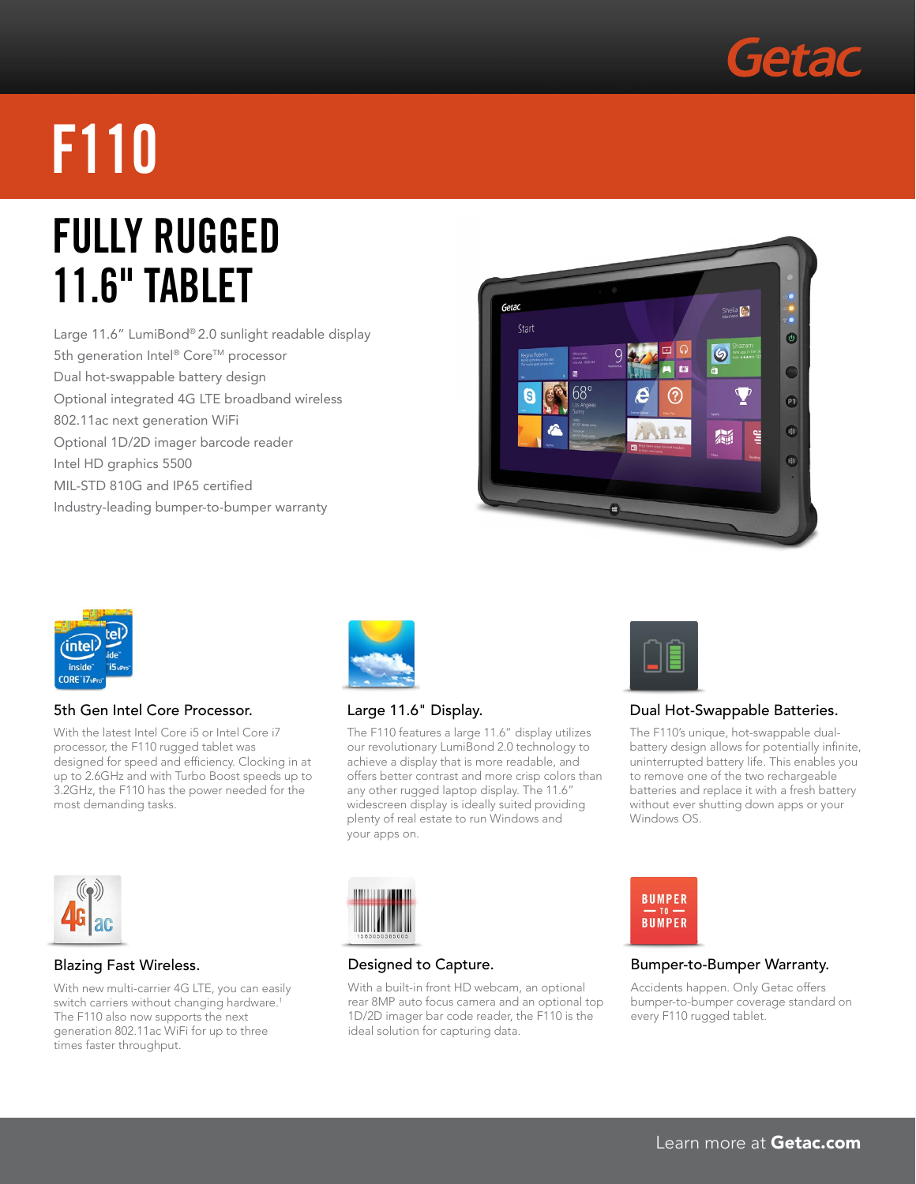Getac

# F110

## FULLY RUGGED 11.6" TABLET

- Large 11.6" LumiBond® 2.0 sunlight readable display
- 5th generation Intel® Core™ processor
- Dual hot-swappable battery design
- Optional integrated 4G LTE broadband wireless
- 802.11ac next generation WiFi
- Optional 1D/2D imager barcode reader
- Intel HD graphics 5500
- MIL-STD 810G and IP65 certified
- Industry-leading bumper-to-bumper warranty

### 5th Gen Intel Core Processor.

With the latest Intel Core i5 or Intel Core i7 processor, the F110 rugged tablet was designed for speed and efficiency. Clocking in at up to 2.6GHz and with Turbo Boost speeds up to 3.2GHz, the F110 has the power needed for the most demanding tasks.

### Large 11.6" Display.

The F110 features a large 11.6" display utilizes our revolutionary LumiBond 2.0 technology to achieve a display that is more readable, and offers better contrast and more crisp colors than any other rugged laptop display. The 11.6" widescreen display is ideally suited providing plenty of real estate to run Windows and your apps on.

### Dual Hot-Swappable Batteries.

The F110's unique, hot-swappable dual-battery design allows for potentially infinite, uninterrupted battery life. This enables you to remove one of the two rechargeable batteries and replace it with a fresh battery without ever shutting down apps or your Windows OS.

### Blazing Fast Wireless.

With new multi-carrier 4G LTE, you can easily switch carriers without changing hardware.[1] The F110 also now supports the next generation 802.11ac WiFi for up to three times faster throughput.

### Designed to Capture.

With a built-in front HD webcam, an optional rear 8MP auto focus camera and an optional top 1D/2D imager bar code reader, the F110 is the ideal solution for capturing data.

### Bumper-to-Bumper Warranty.

Accidents happen. Only Getac offers bumper-to-bumper coverage standard on every F110 rugged tablet.

Learn more at **Getac.com**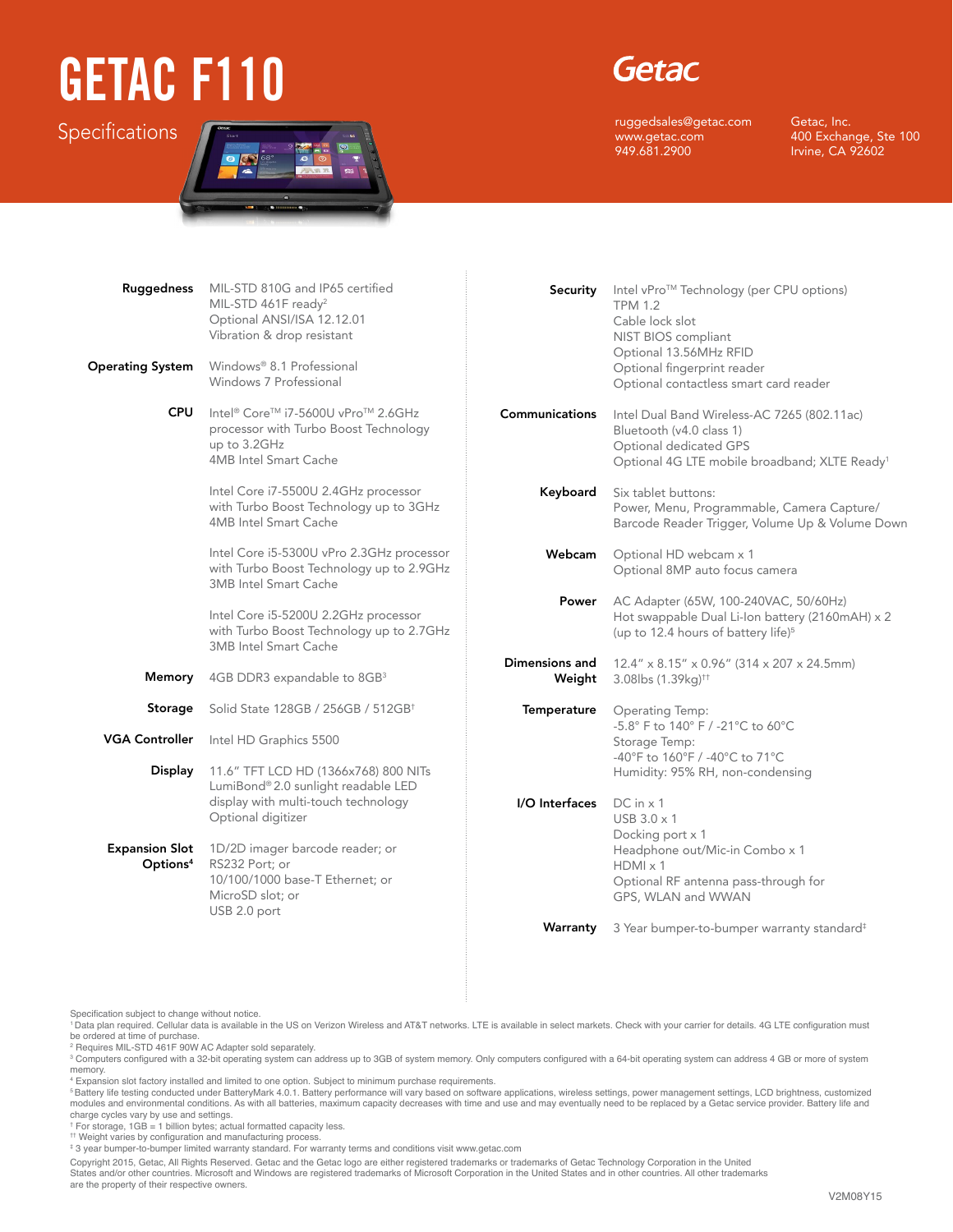# GETAC F110

## Specifications

ruggedsales@getac.com
www.getac.com
949.681.2900

Getac, Inc.
400 Exchange, Ste 100
Irvine, CA 92602

**Ruggedness**
MIL-STD 810G and IP65 certified
MIL-STD 461F ready[2]
Optional ANSI/ISA 12.12.01
Vibration & drop resistant

**Operating System**
Windows® 8.1 Professional
Windows 7 Professional

**CPU**
Intel® Core™ i7-5600U vPro™ 2.6GHz processor with Turbo Boost Technology up to 3.2GHz
4MB Intel Smart Cache

Intel Core i7-5500U 2.4GHz processor with Turbo Boost Technology up to 3GHz
4MB Intel Smart Cache

Intel Core i5-5300U vPro 2.3GHz processor with Turbo Boost Technology up to 2.9GHz
3MB Intel Smart Cache

Intel Core i5-5200U 2.2GHz processor with Turbo Boost Technology up to 2.7GHz
3MB Intel Smart Cache

**Memory**
4GB DDR3 expandable to 8GB[3]

**Storage**
Solid State 128GB / 256GB / 512GB[†]

**VGA Controller**
Intel HD Graphics 5500

**Display**
11.6" TFT LCD HD (1366x768) 800 NITs LumiBond® 2.0 sunlight readable LED display with multi-touch technology
Optional digitizer

**Expansion Slot Options[4]**
1D/2D imager barcode reader; or
RS232 Port; or
10/100/1000 base-T Ethernet; or
MicroSD slot; or
USB 2.0 port

**Security**
Intel vPro™ Technology (per CPU options)
TPM 1.2
Cable lock slot
NIST BIOS compliant
Optional 13.56MHz RFID
Optional fingerprint reader
Optional contactless smart card reader

**Communications**
Intel Dual Band Wireless-AC 7265 (802.11ac)
Bluetooth (v4.0 class 1)
Optional dedicated GPS
Optional 4G LTE mobile broadband; XLTE Ready[1]

**Keyboard**
Six tablet buttons:
Power, Menu, Programmable, Camera Capture/ Barcode Reader Trigger, Volume Up & Volume Down

**Webcam**
Optional HD webcam x 1
Optional 8MP auto focus camera

**Power**
AC Adapter (65W, 100-240VAC, 50/60Hz)
Hot swappable Dual Li-Ion battery (2160mAH) x 2
(up to 12.4 hours of battery life)[5]

**Dimensions and Weight**
12.4" x 8.15" x 0.96" (314 x 207 x 24.5mm)
3.08lbs (1.39kg)[††]

**Temperature**
Operating Temp:
-5.8° F to 140° F / -21°C to 60°C
Storage Temp:
-40°F to 160°F / -40°C to 71°C
Humidity: 95% RH, non-condensing

**I/O Interfaces**
DC in x 1
USB 3.0 x 1
Docking port x 1
Headphone out/Mic-in Combo x 1
HDMI x 1
Optional RF antenna pass-through for GPS, WLAN and WWAN

**Warranty**
3 Year bumper-to-bumper warranty standard[‡]

Specification subject to change without notice.

[1] Data plan required. Cellular data is available in the US on Verizon Wireless and AT&T networks. LTE is available in select markets. Check with your carrier for details. 4G LTE configuration must be ordered at time of purchase.

[2] Requires MIL-STD 461F 90W AC Adapter sold separately.

[3] Computers configured with a 32-bit operating system can address up to 3GB of system memory. Only computers configured with a 64-bit operating system can address 4 GB or more of system memory.

[4] Expansion slot factory installed and limited to one option. Subject to minimum purchase requirements.

[5] Battery life testing conducted under BatteryMark 4.0.1. Battery performance will vary based on software applications, wireless settings, power management settings, LCD brightness, customized modules and environmental conditions. As with all batteries, maximum capacity decreases with time and use and may eventually need to be replaced by a Getac service provider. Battery life and charge cycles vary by use and settings.

[†] For storage, 1GB = 1 billion bytes; actual formatted capacity less.

[††] Weight varies by configuration and manufacturing process.

[‡] 3 year bumper-to-bumper limited warranty standard. For warranty terms and conditions visit www.getac.com

Copyright 2015, Getac, All Rights Reserved. Getac and the Getac logo are either registered trademarks or trademarks of Getac Technology Corporation in the United States and/or other countries. Microsoft and Windows are registered trademarks of Microsoft Corporation in the United States and in other countries. All other trademarks are the property of their respective owners.

V2M08Y15